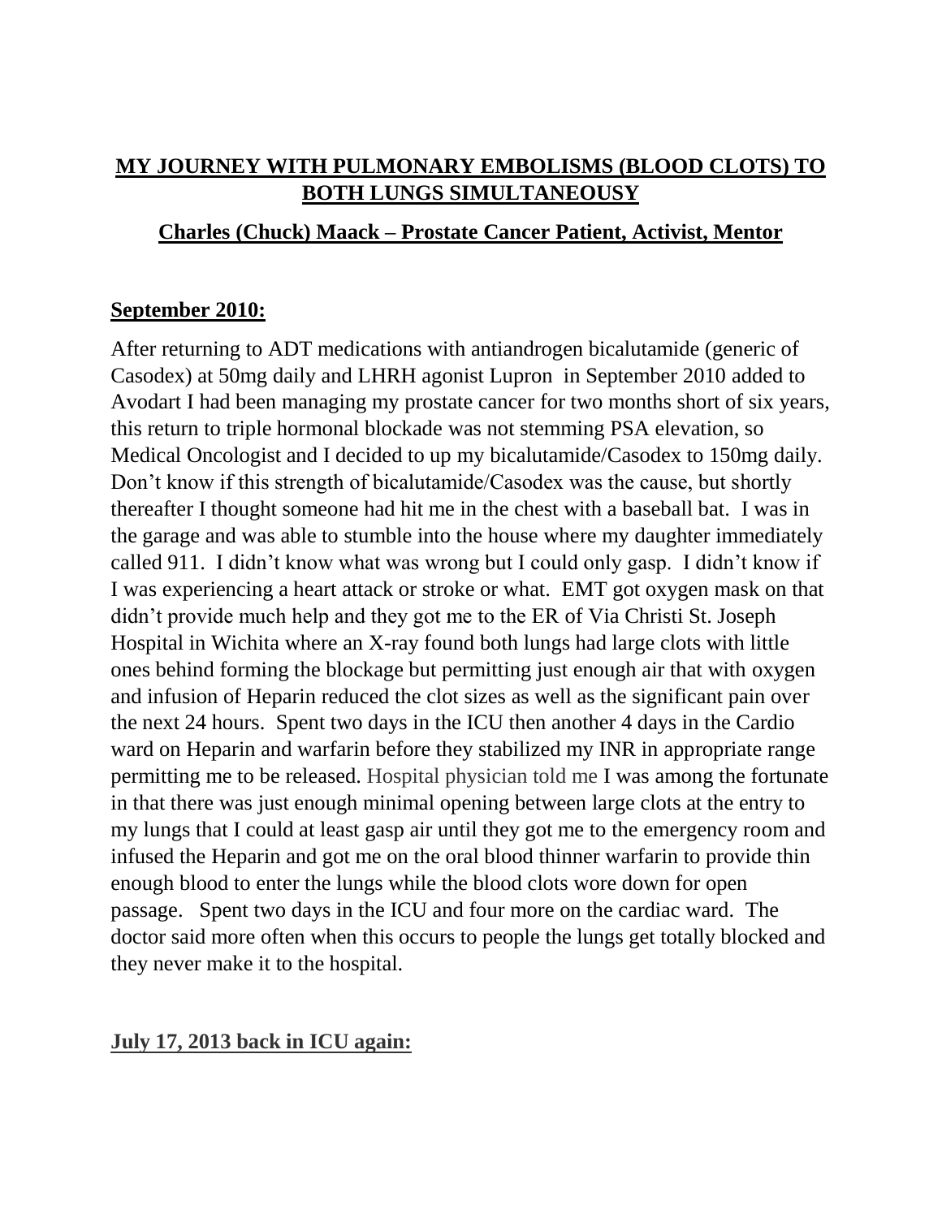## MY JOURNEY WITH PULMONARY EMBOLISMS (BLOOD CLOTS) TO BOTH LUNGS SIMULTANEOUSY

### Charles (Chuck) Maack – Prostate Cancer Patient, Activist, Mentor

**September 2010:**

After returning to ADT medications with antiandrogen bicalutamide (generic of Casodex) at 50mg daily and LHRH agonist Lupron in September 2010 added to Avodart I had been managing my prostate cancer for two months short of six years, this return to triple hormonal blockade was not stemming PSA elevation, so Medical Oncologist and I decided to up my bicalutamide/Casodex to 150mg daily. Don't know if this strength of bicalutamide/Casodex was the cause, but shortly thereafter I thought someone had hit me in the chest with a baseball bat. I was in the garage and was able to stumble into the house where my daughter immediately called 911. I didn't know what was wrong but I could only gasp. I didn't know if I was experiencing a heart attack or stroke or what. EMT got oxygen mask on that didn't provide much help and they got me to the ER of Via Christi St. Joseph Hospital in Wichita where an X-ray found both lungs had large clots with little ones behind forming the blockage but permitting just enough air that with oxygen and infusion of Heparin reduced the clot sizes as well as the significant pain over the next 24 hours. Spent two days in the ICU then another 4 days in the Cardio ward on Heparin and warfarin before they stabilized my INR in appropriate range permitting me to be released. Hospital physician told me I was among the fortunate in that there was just enough minimal opening between large clots at the entry to my lungs that I could at least gasp air until they got me to the emergency room and infused the Heparin and got me on the oral blood thinner warfarin to provide thin enough blood to enter the lungs while the blood clots wore down for open passage. Spent two days in the ICU and four more on the cardiac ward. The doctor said more often when this occurs to people the lungs get totally blocked and they never make it to the hospital.

**July 17, 2013 back in ICU again:**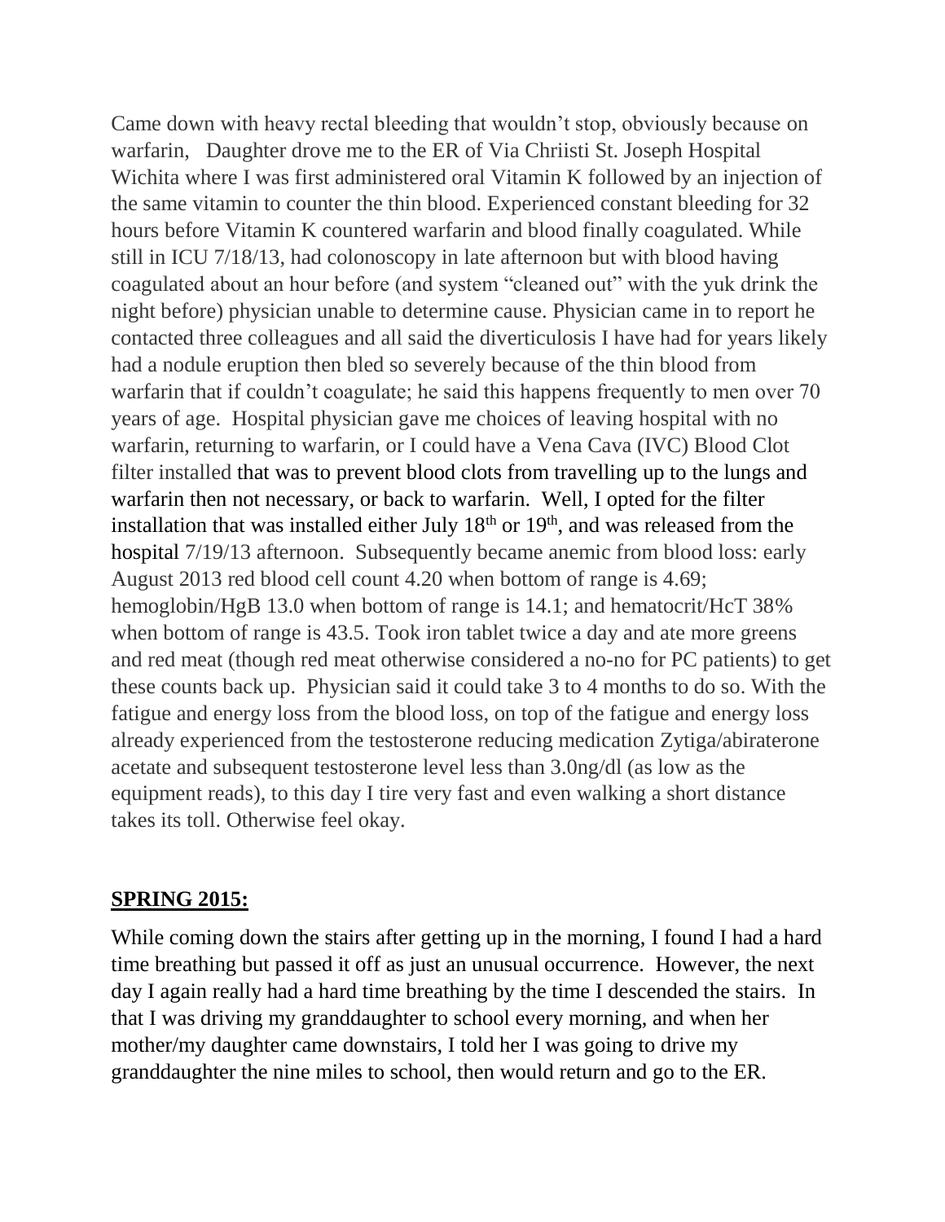Came down with heavy rectal bleeding that wouldn't stop, obviously because on warfarin, Daughter drove me to the ER of Via Chriisti St. Joseph Hospital Wichita where I was first administered oral Vitamin K followed by an injection of the same vitamin to counter the thin blood. Experienced constant bleeding for 32 hours before Vitamin K countered warfarin and blood finally coagulated. While still in ICU 7/18/13, had colonoscopy in late afternoon but with blood having coagulated about an hour before (and system "cleaned out" with the yuk drink the night before) physician unable to determine cause. Physician came in to report he contacted three colleagues and all said the diverticulosis I have had for years likely had a nodule eruption then bled so severely because of the thin blood from warfarin that if couldn't coagulate; he said this happens frequently to men over 70 years of age. Hospital physician gave me choices of leaving hospital with no warfarin, returning to warfarin, or I could have a Vena Cava (IVC) Blood Clot filter installed that was to prevent blood clots from travelling up to the lungs and warfarin then not necessary, or back to warfarin. Well, I opted for the filter installation that was installed either July 18th or 19th, and was released from the hospital 7/19/13 afternoon. Subsequently became anemic from blood loss: early August 2013 red blood cell count 4.20 when bottom of range is 4.69; hemoglobin/HgB 13.0 when bottom of range is 14.1; and hematocrit/HcT 38% when bottom of range is 43.5. Took iron tablet twice a day and ate more greens and red meat (though red meat otherwise considered a no-no for PC patients) to get these counts back up. Physician said it could take 3 to 4 months to do so. With the fatigue and energy loss from the blood loss, on top of the fatigue and energy loss already experienced from the testosterone reducing medication Zytiga/abiraterone acetate and subsequent testosterone level less than 3.0ng/dl (as low as the equipment reads), to this day I tire very fast and even walking a short distance takes its toll. Otherwise feel okay.

## SPRING 2015:

While coming down the stairs after getting up in the morning, I found I had a hard time breathing but passed it off as just an unusual occurrence. However, the next day I again really had a hard time breathing by the time I descended the stairs. In that I was driving my granddaughter to school every morning, and when her mother/my daughter came downstairs, I told her I was going to drive my granddaughter the nine miles to school, then would return and go to the ER.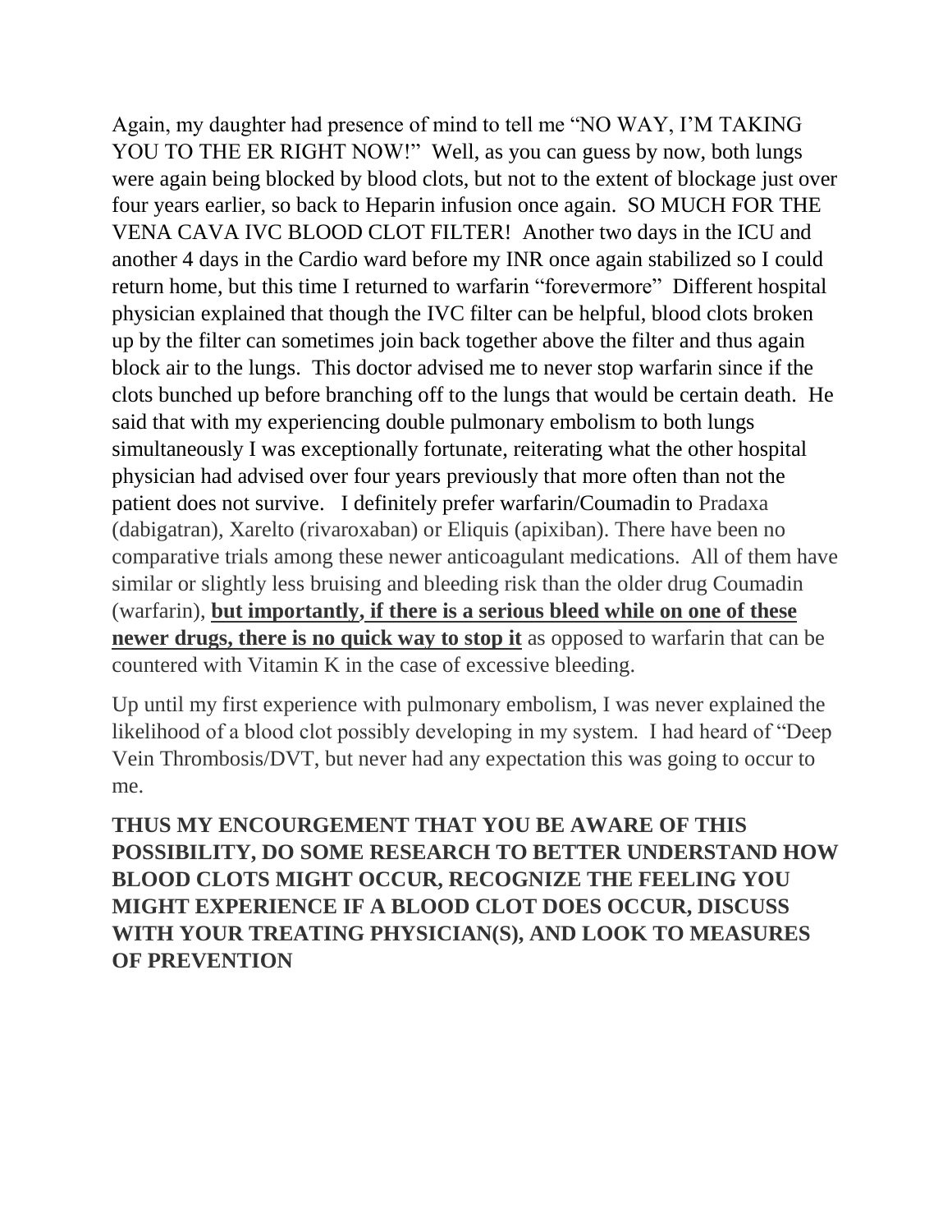Again, my daughter had presence of mind to tell me "NO WAY, I'M TAKING YOU TO THE ER RIGHT NOW!" Well, as you can guess by now, both lungs were again being blocked by blood clots, but not to the extent of blockage just over four years earlier, so back to Heparin infusion once again. SO MUCH FOR THE VENA CAVA IVC BLOOD CLOT FILTER! Another two days in the ICU and another 4 days in the Cardio ward before my INR once again stabilized so I could return home, but this time I returned to warfarin "forevermore" Different hospital physician explained that though the IVC filter can be helpful, blood clots broken up by the filter can sometimes join back together above the filter and thus again block air to the lungs. This doctor advised me to never stop warfarin since if the clots bunched up before branching off to the lungs that would be certain death. He said that with my experiencing double pulmonary embolism to both lungs simultaneously I was exceptionally fortunate, reiterating what the other hospital physician had advised over four years previously that more often than not the patient does not survive. I definitely prefer warfarin/Coumadin to Pradaxa (dabigatran), Xarelto (rivaroxaban) or Eliquis (apixiban). There have been no comparative trials among these newer anticoagulant medications. All of them have similar or slightly less bruising and bleeding risk than the older drug Coumadin (warfarin), **<u>but importantly, if there is a serious bleed while on one of these newer drugs, there is no quick way to stop it</u>** as opposed to warfarin that can be countered with Vitamin K in the case of excessive bleeding.

Up until my first experience with pulmonary embolism, I was never explained the likelihood of a blood clot possibly developing in my system. I had heard of "Deep Vein Thrombosis/DVT, but never had any expectation this was going to occur to me.

**THUS MY ENCOURGEMENT THAT YOU BE AWARE OF THIS POSSIBILITY, DO SOME RESEARCH TO BETTER UNDERSTAND HOW BLOOD CLOTS MIGHT OCCUR, RECOGNIZE THE FEELING YOU MIGHT EXPERIENCE IF A BLOOD CLOT DOES OCCUR, DISCUSS WITH YOUR TREATING PHYSICIAN(S), AND LOOK TO MEASURES OF PREVENTION**